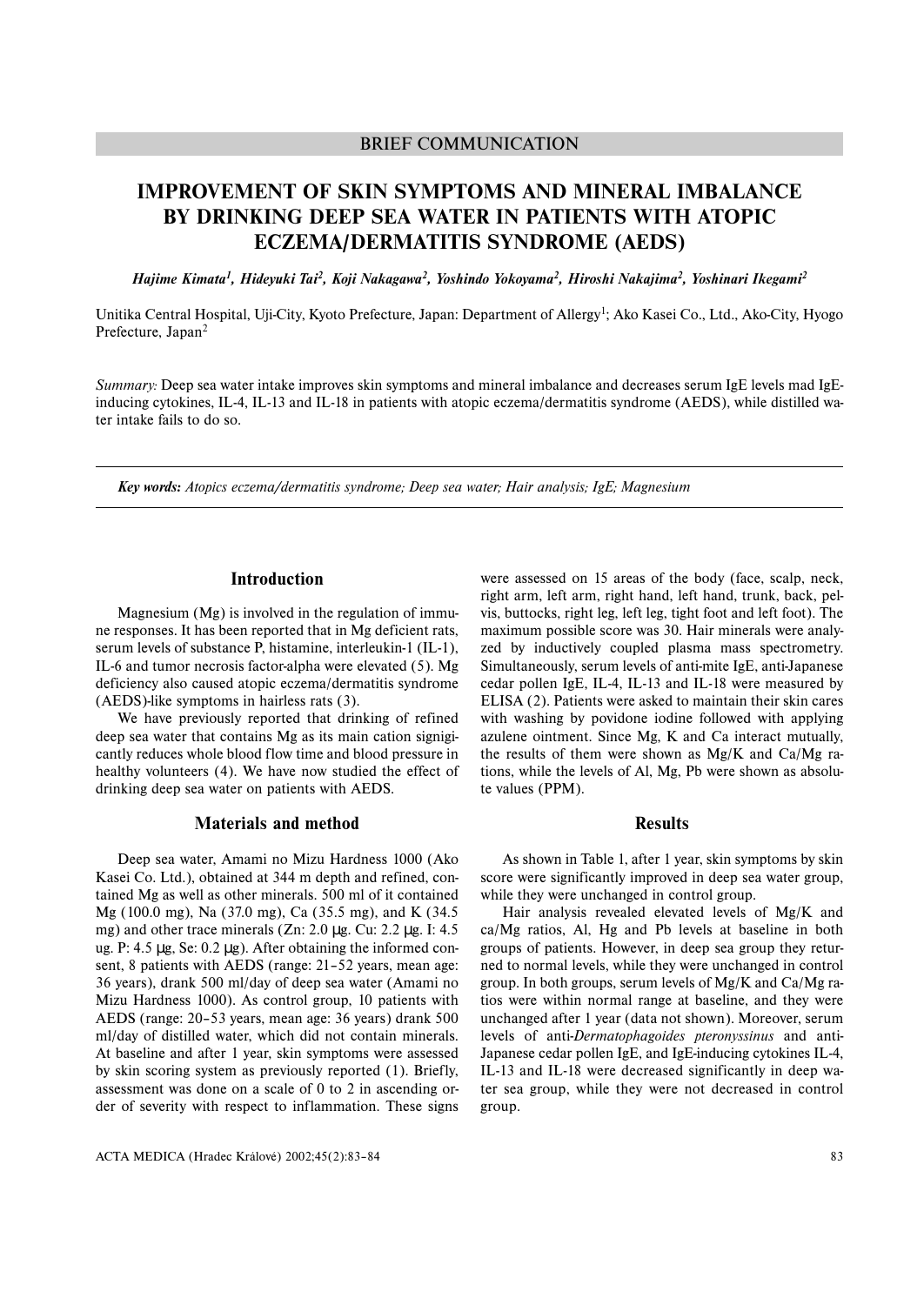BRIEF COMMUNICATION

# IMPROVEMENT OF SKIN SYMPTOMS AND MINERAL IMBALANCE BY DRINKING DEEP SEA WATER IN PATIENTS WITH ATOPIC ECZEMA/DERMATITIS SYNDROME (AEDS)

*Hajime Kimata[1], Hideyuki Tai[2], Koji Nakagawa[2], Yoshindo Yokoyama[2], Hiroshi Nakajima[2], Yoshinari Ikegami[2]*

Unitika Central Hospital, Uji-City, Kyoto Prefecture, Japan: Department of Allergy[1]; Ako Kasei Co., Ltd., Ako-City, Hyogo Prefecture, Japan[2]

*Summary:* Deep sea water intake improves skin symptoms and mineral imbalance and decreases serum IgE levels mad IgE-inducing cytokines, IL-4, IL-13 and IL-18 in patients with atopic eczema/dermatitis syndrome (AEDS), while distilled water intake fails to do so.

***Key words:** Atopics eczema/dermatitis syndrome; Deep sea water; Hair analysis; IgE; Magnesium*

## Introduction

Magnesium (Mg) is involved in the regulation of immune responses. It has been reported that in Mg deficient rats, serum levels of substance P, histamine, interleukin-1 (IL-1), IL-6 and tumor necrosis factor-alpha were elevated (5). Mg deficiency also caused atopic eczema/dermatitis syndrome (AEDS)-like symptoms in hairless rats (3).

We have previously reported that drinking of refined deep sea water that contains Mg as its main cation signigicantly reduces whole blood flow time and blood pressure in healthy volunteers (4). We have now studied the effect of drinking deep sea water on patients with AEDS.

## Materials and method

Deep sea water, Amami no Mizu Hardness 1000 (Ako Kasei Co. Ltd.), obtained at 344 m depth and refined, contained Mg as well as other minerals. 500 ml of it contained Mg (100.0 mg), Na (37.0 mg), Ca (35.5 mg), and K (34.5 mg) and other trace minerals (Zn: 2.0 µg. Cu: 2.2 µg. I: 4.5 ug. P: 4.5 µg, Se: 0.2 µg). After obtaining the informed consent, 8 patients with AEDS (range: 21–52 years, mean age: 36 years), drank 500 ml/day of deep sea water (Amami no Mizu Hardness 1000). As control group, 10 patients with AEDS (range: 20–53 years, mean age: 36 years) drank 500 ml/day of distilled water, which did not contain minerals. At baseline and after 1 year, skin symptoms were assessed by skin scoring system as previously reported (1). Briefly, assessment was done on a scale of 0 to 2 in ascending order of severity with respect to inflammation. These signs were assessed on 15 areas of the body (face, scalp, neck, right arm, left arm, right hand, left hand, trunk, back, pelvis, buttocks, right leg, left leg, tight foot and left foot). The maximum possible score was 30. Hair minerals were analyzed by inductively coupled plasma mass spectrometry. Simultaneously, serum levels of anti-mite IgE, anti-Japanese cedar pollen IgE, IL-4, IL-13 and IL-18 were measured by ELISA (2). Patients were asked to maintain their skin cares with washing by povidone iodine followed with applying azulene ointment. Since Mg, K and Ca interact mutually, the results of them were shown as Mg/K and Ca/Mg ratios, while the levels of Al, Mg, Pb were shown as absolute values (PPM).

## Results

As shown in Table 1, after 1 year, skin symptoms by skin score were significantly improved in deep sea water group, while they were unchanged in control group.

Hair analysis revealed elevated levels of Mg/K and ca/Mg ratios, Al, Hg and Pb levels at baseline in both groups of patients. However, in deep sea group they returned to normal levels, while they were unchanged in control group. In both groups, serum levels of Mg/K and Ca/Mg ratios were within normal range at baseline, and they were unchanged after 1 year (data not shown). Moreover, serum levels of anti-*Dermatophagoides pteronyssinus* and anti-Japanese cedar pollen IgE, and IgE-inducing cytokines IL-4, IL-13 and IL-18 were decreased significantly in deep water sea group, while they were not decreased in control group.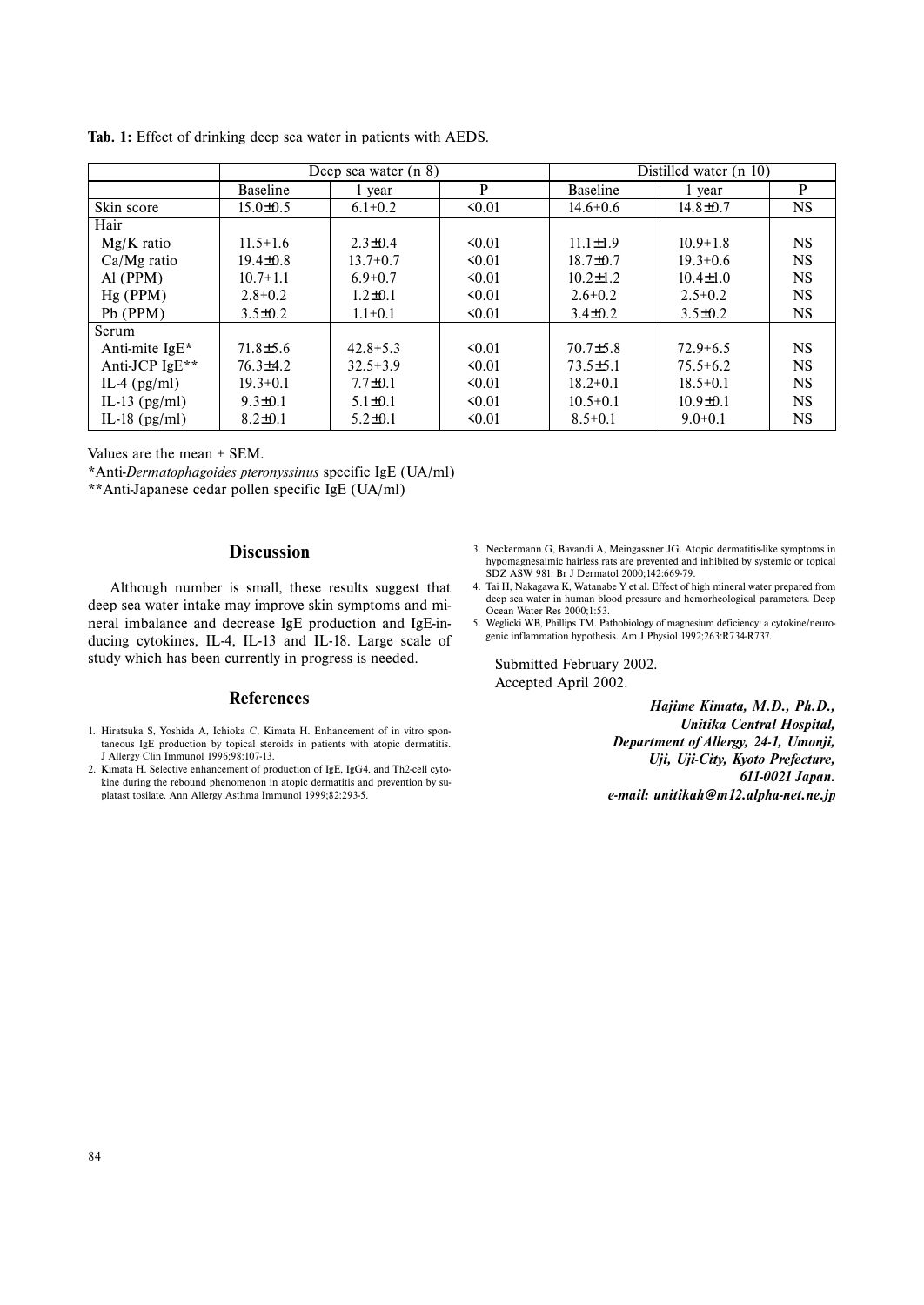**Tab. 1:** Effect of drinking deep sea water in patients with AEDS.

| | Deep sea water (n 8) | | | Distilled water (n 10) | | |
|---|---|---|---|---|---|---|
| | Baseline | 1 year | P | Baseline | 1 year | P |
| Skin score | 15.0±0.5 | 6.1+0.2 | <0.01 | 14.6+0.6 | 14.8±0.7 | NS |
| Hair | | | | | | |
| Mg/K ratio | 11.5+1.6 | 2.3±0.4 | <0.01 | 11.1±1.9 | 10.9+1.8 | NS |
| Ca/Mg ratio | 19.4±0.8 | 13.7+0.7 | <0.01 | 18.7±0.7 | 19.3+0.6 | NS |
| Al (PPM) | 10.7+1.1 | 6.9+0.7 | <0.01 | 10.2±1.2 | 10.4±1.0 | NS |
| Hg (PPM) | 2.8+0.2 | 1.2±0.1 | <0.01 | 2.6+0.2 | 2.5+0.2 | NS |
| Pb (PPM) | 3.5±0.2 | 1.1+0.1 | <0.01 | 3.4±0.2 | 3.5±0.2 | NS |
| Serum | | | | | | |
| Anti-mite IgE* | 71.8±5.6 | 42.8+5.3 | <0.01 | 70.7±5.8 | 72.9+6.5 | NS |
| Anti-JCP IgE** | 76.3±4.2 | 32.5+3.9 | <0.01 | 73.5±5.1 | 75.5+6.2 | NS |
| IL-4 (pg/ml) | 19.3+0.1 | 7.7±0.1 | <0.01 | 18.2+0.1 | 18.5+0.1 | NS |
| IL-13 (pg/ml) | 9.3±0.1 | 5.1±0.1 | <0.01 | 10.5+0.1 | 10.9±0.1 | NS |
| IL-18 (pg/ml) | 8.2±0.1 | 5.2±0.1 | <0.01 | 8.5+0.1 | 9.0+0.1 | NS |

Values are the mean + SEM.

*Anti-*Dermatophagoides pteronyssinus* specific IgE (UA/ml)

**Anti-Japanese cedar pollen specific IgE (UA/ml)

## Discussion

Although number is small, these results suggest that deep sea water intake may improve skin symptoms and mineral imbalance and decrease IgE production and IgE-inducing cytokines, IL-4, IL-13 and IL-18. Large scale of study which has been currently in progress is needed.

## References

1. Hiratsuka S, Yoshida A, Ichioka C, Kimata H. Enhancement of in vitro spontaneous IgE production by topical steroids in patients with atopic dermatitis. J Allergy Clin Immunol 1996;98:107-13.
2. Kimata H. Selective enhancement of production of IgE, IgG4, and Th2-cell cytokine during the rebound phenomenon in atopic dermatitis and prevention by suplatast tosilate. Ann Allergy Asthma Immunol 1999;82:293-5.
3. Neckermann G, Bavandi A, Meingassner JG. Atopic dermatitis-like symptoms in hypomagnesaimic hairless rats are prevented and inhibited by systemic or topical SDZ ASW 981. Br J Dermatol 2000;142:669-79.
4. Tai H, Nakagawa K, Watanabe Y et al. Effect of high mineral water prepared from deep sea water in human blood pressure and hemorheological parameters. Deep Ocean Water Res 2000;1:53.
5. Weglicki WB, Phillips TM. Pathobiology of magnesium deficiency: a cytokine/neurogenic inflammation hypothesis. Am J Physiol 1992;263:R734-R737.

Submitted February 2002.
Accepted April 2002.

***Hajime Kimata, M.D., Ph.D.,***
***Unitika Central Hospital,***
***Department of Allergy, 24-1, Umonji,***
***Uji, Uji-City, Kyoto Prefecture,***
***611-0021 Japan.***
***e-mail: unitikah@m12.alpha-net.ne.jp***